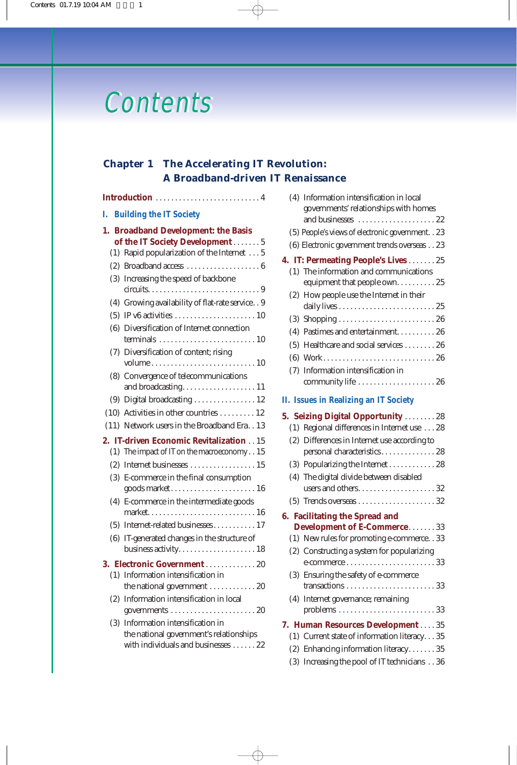# Contents

## Chapter 1 The Accelerating IT Revolution: A Broadband-driven IT Renaissance

**Introduction** . . . . . . . . . . . . . . . . . . . . . . . . . . . 4

### I. Building the IT Society

**1. Broadband Development: the Basis of the IT Society Development** . . . . . . . 5

- (1) Rapid popularization of the Internet . . . 5
- (2) Broadband access . . . . . . . . . . . . . . . . . . 6
- (3) Increasing the speed of backbone circuits. . . . . . . . . . . . . . . . . . . . . . . . . . . . 9
- (4) Growing availability of flat-rate service. . 9
- (5) IP v6 activities . . . . . . . . . . . . . . . . . . . . 10
- (6) Diversification of Internet connection terminals . . . . . . . . . . . . . . . . . . . . . . . . . 10
- (7) Diversification of content; rising volume . . . . . . . . . . . . . . . . . . . . . . . . . . . 10
- (8) Convergence of telecommunications and broadcasting. . . . . . . . . . . . . . . . . . . 11
- (9) Digital broadcasting . . . . . . . . . . . . . . . . 12
- (10) Activities in other countries . . . . . . . . . 12
- (11) Network users in the Broadband Era. . 13

**2. IT-driven Economic Revitalization** . . 15

- (1) The impact of IT on the macroeconomy . . 15
- (2) Internet businesses . . . . . . . . . . . . . . . . . 15
- (3) E-commerce in the final consumption goods market . . . . . . . . . . . . . . . . . . . . . . 16
- (4) E-commerce in the intermediate goods market. . . . . . . . . . . . . . . . . . . . . . . . . . . 16
- (5) Internet-related businesses . . . . . . . . . . . 17
- (6) IT-generated changes in the structure of business activity. . . . . . . . . . . . . . . . . . . 18

**3. Electronic Government** . . . . . . . . . . . . . 20

- (1) Information intensification in the national government . . . . . . . . . . . . 20
- (2) Information intensification in local governments . . . . . . . . . . . . . . . . . . . . . . 20
- (3) Information intensification in the national government's relationships with individuals and businesses . . . . . . 22
- (4) Information intensification in local governments' relationships with homes and businesses . . . . . . . . . . . . . . . . . . . . 22
- (5) People's views of electronic government. . 23
- (6) Electronic government trends overseas . . 23

**4. IT: Permeating People's Lives** . . . . . . . 25

- (1) The information and communications equipment that people own. . . . . . . . . . 25
- (2) How people use the Internet in their daily lives . . . . . . . . . . . . . . . . . . . . . . . . . 25
- (3) Shopping . . . . . . . . . . . . . . . . . . . . . . . . . 26
- (4) Pastimes and entertainment. . . . . . . . . . 26
- (5) Healthcare and social services . . . . . . . . 26
- (6) Work. . . . . . . . . . . . . . . . . . . . . . . . . . . . . 26
- (7) Information intensification in community life . . . . . . . . . . . . . . . . . . . . 26

### II. Issues in Realizing an IT Society

**5. Seizing Digital Opportunity** . . . . . . . . 28

- (1) Regional differences in Internet use . . . 28
- (2) Differences in Internet use according to personal characteristics. . . . . . . . . . . . . . 28
- (3) Popularizing the Internet . . . . . . . . . . . . 28
- (4) The digital divide between disabled users and others. . . . . . . . . . . . . . . . . . . . 32
- (5) Trends overseas . . . . . . . . . . . . . . . . . . . . 32

**6. Facilitating the Spread and Development of E-Commerce**. . . . . . . 33

- (1) New rules for promoting e-commerce. . 33
- (2) Constructing a system for popularizing e-commerce . . . . . . . . . . . . . . . . . . . . . . . 33
- (3) Ensuring the safety of e-commerce transactions . . . . . . . . . . . . . . . . . . . . . . . 33
- (4) Internet governance; remaining problems . . . . . . . . . . . . . . . . . . . . . . . . . 33

**7. Human Resources Development** . . . . 35

- (1) Current state of information literacy. . . 35
- (2) Enhancing information literacy. . . . . . . 35
- (3) Increasing the pool of IT technicians . . 36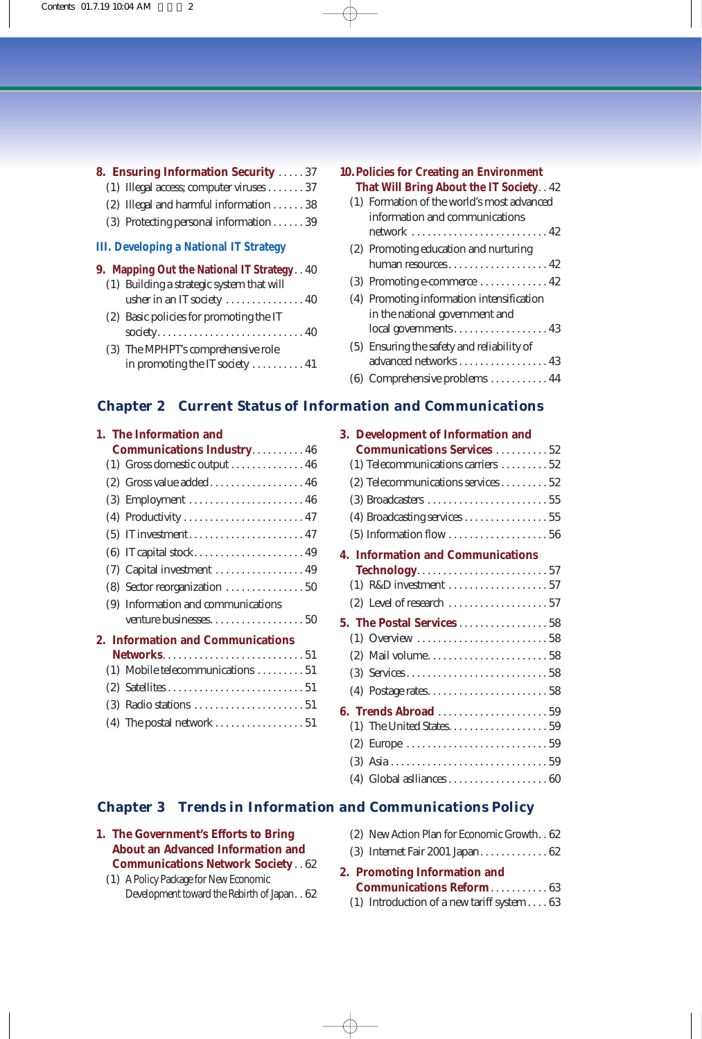**8. Ensuring Information Security** . . . . . 37

(1) Illegal access; computer viruses . . . . . . . 37

(2) Illegal and harmful information . . . . . . 38

(3) Protecting personal information . . . . . . 39

### III. Developing a National IT Strategy

**9. Mapping Out the National IT Strategy** . . 40

(1) Building a strategic system that will usher in an IT society . . . . . . . . . . . . . . . 40

(2) Basic policies for promoting the IT society. . . . . . . . . . . . . . . . . . . . . . . . . . . . 40

(3) The MPHPT's comprehensive role in promoting the IT society . . . . . . . . . . 41

**10. Policies for Creating an Environment That Will Bring About the IT Society** . . 42

(1) Formation of the world's most advanced information and communications network . . . . . . . . . . . . . . . . . . . . . . . . . . 42

(2) Promoting education and nurturing human resources. . . . . . . . . . . . . . . . . . . 42

(3) Promoting e-commerce . . . . . . . . . . . . . 42

(4) Promoting information intensification in the national government and local governments. . . . . . . . . . . . . . . . . . 43

(5) Ensuring the safety and reliability of advanced networks . . . . . . . . . . . . . . . . . 43

(6) Comprehensive problems . . . . . . . . . . . 44

## Chapter 2 Current Status of Information and Communications

**1. The Information and Communications Industry**. . . . . . . . . . 46

(1) Gross domestic output . . . . . . . . . . . . . 46

(2) Gross value added. . . . . . . . . . . . . . . . . . 46

(3) Employment . . . . . . . . . . . . . . . . . . . . . . 46

(4) Productivity . . . . . . . . . . . . . . . . . . . . . . . 47

(5) IT investment. . . . . . . . . . . . . . . . . . . . . . 47

(6) IT capital stock. . . . . . . . . . . . . . . . . . . . . 49

(7) Capital investment . . . . . . . . . . . . . . . . . 49

(8) Sector reorganization . . . . . . . . . . . . . . . 50

(9) Information and communications venture businesses. . . . . . . . . . . . . . . . . . 50

**2. Information and Communications Networks**. . . . . . . . . . . . . . . . . . . . . . . . . . . 51

(1) Mobile telecommunications . . . . . . . . . 51

(2) Satellites . . . . . . . . . . . . . . . . . . . . . . . . . . 51

(3) Radio stations . . . . . . . . . . . . . . . . . . . . . 51

(4) The postal network . . . . . . . . . . . . . . . . . 51

**3. Development of Information and Communications Services** . . . . . . . . . . 52

(1) Telecommunications carriers . . . . . . . . . 52

(2) Telecommunications services. . . . . . . . . 52

(3) Broadcasters . . . . . . . . . . . . . . . . . . . . . . . 55

(4) Broadcasting services . . . . . . . . . . . . . . . . 55

(5) Information flow . . . . . . . . . . . . . . . . . . . 56

**4. Information and Communications Technology**. . . . . . . . . . . . . . . . . . . . . . . . . 57

(1) R&D investment . . . . . . . . . . . . . . . . . . . 57

(2) Level of research . . . . . . . . . . . . . . . . . . . 57

**5. The Postal Services** . . . . . . . . . . . . . . . . . 58

(1) Overview . . . . . . . . . . . . . . . . . . . . . . . . . 58

(2) Mail volume. . . . . . . . . . . . . . . . . . . . . . . 58

(3) Services. . . . . . . . . . . . . . . . . . . . . . . . . . . 58

(4) Postage rates. . . . . . . . . . . . . . . . . . . . . . . 58

**6. Trends Abroad** . . . . . . . . . . . . . . . . . . . . . 59

(1) The United States. . . . . . . . . . . . . . . . . . . 59

(2) Europe . . . . . . . . . . . . . . . . . . . . . . . . . . . 59

(3) Asia . . . . . . . . . . . . . . . . . . . . . . . . . . . . . . 59

(4) Global aslliances . . . . . . . . . . . . . . . . . . . 60

## Chapter 3 Trends in Information and Communications Policy

**1. The Government's Efforts to Bring About an Advanced Information and Communications Network Society** . . 62

(1) A Policy Package for New Economic Development toward the Rebirth of Japan. . 62

(2) New Action Plan for Economic Growth. . 62

(3) Internet Fair 2001 Japan. . . . . . . . . . . . . 62

**2. Promoting Information and Communications Reform** . . . . . . . . . . . 63

(1) Introduction of a new tariff system . . . . 63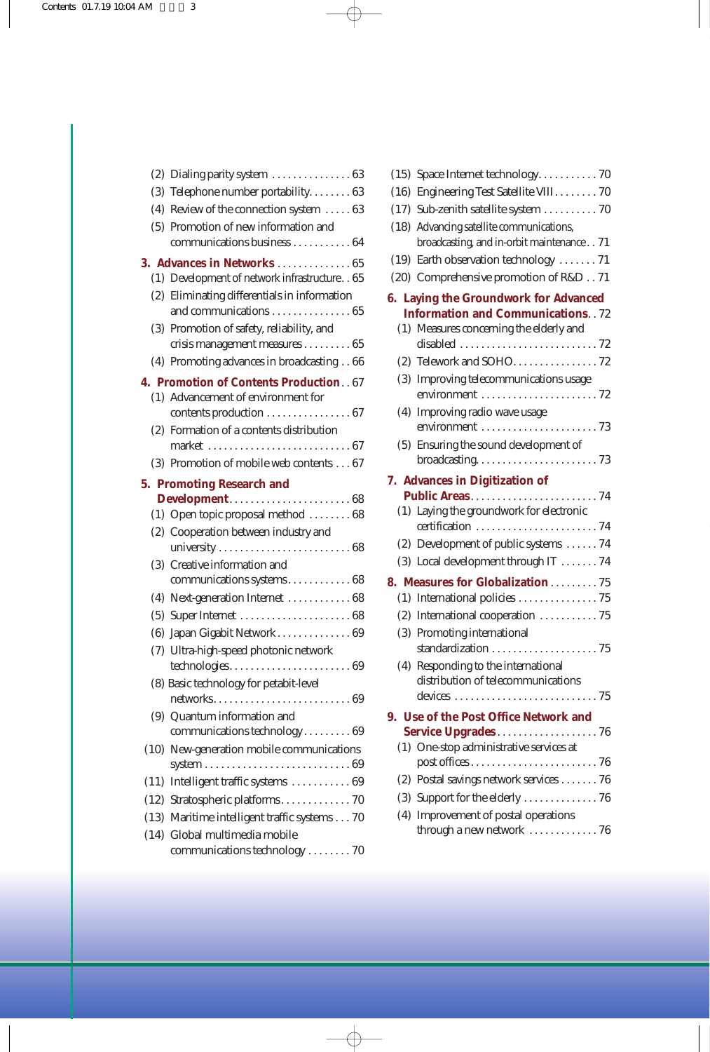(2) Dialing parity system . . . . . . . . . . . . . . . 63

(3) Telephone number portability. . . . . . . . 63

(4) Review of the connection system . . . . . 63

(5) Promotion of new information and communications business . . . . . . . . . . . 64

**3. Advances in Networks** . . . . . . . . . . . . . . 65

(1) Development of network infrastructure. . 65

(2) Eliminating differentials in information and communications . . . . . . . . . . . . . . . 65

(3) Promotion of safety, reliability, and crisis management measures . . . . . . . . . 65

(4) Promoting advances in broadcasting . . 66

**4. Promotion of Contents Production** . . 67

(1) Advancement of environment for contents production . . . . . . . . . . . . . . . . 67

(2) Formation of a contents distribution market . . . . . . . . . . . . . . . . . . . . . . . . . . 67

(3) Promotion of mobile web contents . . . 67

**5. Promoting Research and Development**. . . . . . . . . . . . . . . . . . . . . . . 68

(1) Open topic proposal method . . . . . . . . 68

(2) Cooperation between industry and university . . . . . . . . . . . . . . . . . . . . . . . . . 68

(3) Creative information and communications systems. . . . . . . . . . . . 68

(4) Next-generation Internet . . . . . . . . . . . . 68

(5) Super Internet . . . . . . . . . . . . . . . . . . . . . 68

(6) Japan Gigabit Network . . . . . . . . . . . . . 69

(7) Ultra-high-speed photonic network technologies. . . . . . . . . . . . . . . . . . . . . . . 69

(8) Basic technology for petabit-level networks. . . . . . . . . . . . . . . . . . . . . . . . . . 69

(9) Quantum information and communications technology . . . . . . . . . 69

(10) New-generation mobile communications system . . . . . . . . . . . . . . . . . . . . . . . . . . . 69

(11) Intelligent traffic systems . . . . . . . . . . . 69

(12) Stratospheric platforms. . . . . . . . . . . . . 70

(13) Maritime intelligent traffic systems . . . 70

(14) Global multimedia mobile communications technology . . . . . . . . 70

(15) Space Internet technology. . . . . . . . . . . 70

(16) Engineering Test Satellite VIII . . . . . . . . 70

(17) Sub-zenith satellite system . . . . . . . . . . 70

(18) Advancing satellite communications, broadcasting, and in-orbit maintenance. . 71

(19) Earth observation technology . . . . . . . 71

(20) Comprehensive promotion of R&D . . 71

**6. Laying the Groundwork for Advanced Information and Communications**. . 72

(1) Measures concerning the elderly and disabled . . . . . . . . . . . . . . . . . . . . . . . . . . 72

(2) Telework and SOHO. . . . . . . . . . . . . . . . 72

(3) Improving telecommunications usage environment . . . . . . . . . . . . . . . . . . . . . . 72

(4) Improving radio wave usage environment . . . . . . . . . . . . . . . . . . . . . . 73

(5) Ensuring the sound development of broadcasting. . . . . . . . . . . . . . . . . . . . . . . 73

**7. Advances in Digitization of Public Areas**. . . . . . . . . . . . . . . . . . . . . . . . 74

(1) Laying the groundwork for electronic certification . . . . . . . . . . . . . . . . . . . . . . . 74

(2) Development of public systems . . . . . . 74

(3) Local development through IT . . . . . . . 74

**8. Measures for Globalization** . . . . . . . . . 75

(1) International policies . . . . . . . . . . . . . . . 75

(2) International cooperation . . . . . . . . . . . 75

(3) Promoting international standardization . . . . . . . . . . . . . . . . . . . . 75

(4) Responding to the international distribution of telecommunications devices . . . . . . . . . . . . . . . . . . . . . . . . . . . 75

**9. Use of the Post Office Network and Service Upgrades** . . . . . . . . . . . . . . . . . . . 76

(1) One-stop administrative services at post offices . . . . . . . . . . . . . . . . . . . . . . . . 76

(2) Postal savings network services . . . . . . . 76

(3) Support for the elderly . . . . . . . . . . . . . . 76

(4) Improvement of postal operations through a new network . . . . . . . . . . . . . 76